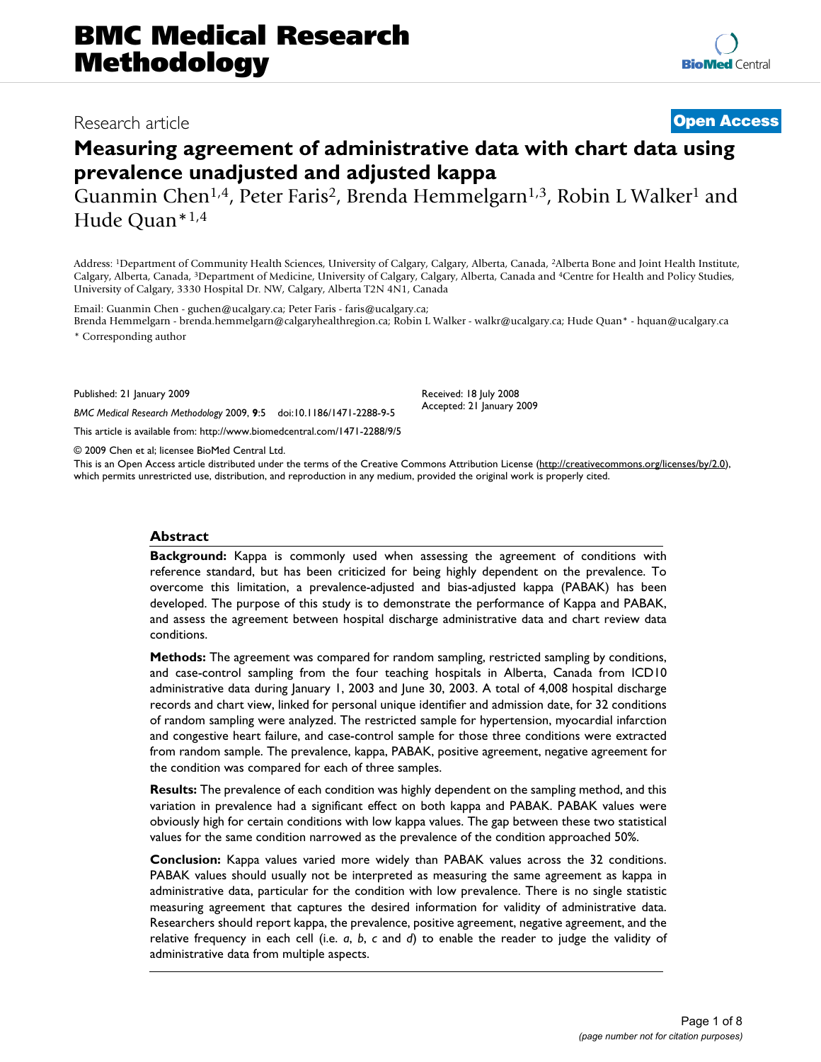# BMC Medical Research Methodology

Research article

**Open Access**

# Measuring agreement of administrative data with chart data using prevalence unadjusted and adjusted kappa

Guanmin Chen[1,4], Peter Faris[2], Brenda Hemmelgarn[1,3], Robin L Walker[1] and Hude Quan*[1,4]

Address: [1]Department of Community Health Sciences, University of Calgary, Calgary, Alberta, Canada, [2]Alberta Bone and Joint Health Institute, Calgary, Alberta, Canada, [3]Department of Medicine, University of Calgary, Calgary, Alberta, Canada and [4]Centre for Health and Policy Studies, University of Calgary, 3330 Hospital Dr. NW, Calgary, Alberta T2N 4N1, Canada

Email: Guanmin Chen - guchen@ucalgary.ca; Peter Faris - faris@ucalgary.ca; Brenda Hemmelgarn - brenda.hemmelgarn@calgaryhealthregion.ca; Robin L Walker - walkr@ucalgary.ca; Hude Quan* - hquan@ucalgary.ca

* Corresponding author

Published: 21 January 2009

*BMC Medical Research Methodology* 2009, **9**:5 doi:10.1186/1471-2288-9-5

Received: 18 July 2008

Accepted: 21 January 2009

This article is available from: http://www.biomedcentral.com/1471-2288/9/5

© 2009 Chen et al; licensee BioMed Central Ltd.

This is an Open Access article distributed under the terms of the Creative Commons Attribution License (http://creativecommons.org/licenses/by/2.0), which permits unrestricted use, distribution, and reproduction in any medium, provided the original work is properly cited.

## Abstract

**Background:** Kappa is commonly used when assessing the agreement of conditions with reference standard, but has been criticized for being highly dependent on the prevalence. To overcome this limitation, a prevalence-adjusted and bias-adjusted kappa (PABAK) has been developed. The purpose of this study is to demonstrate the performance of Kappa and PABAK, and assess the agreement between hospital discharge administrative data and chart review data conditions.

**Methods:** The agreement was compared for random sampling, restricted sampling by conditions, and case-control sampling from the four teaching hospitals in Alberta, Canada from ICD10 administrative data during January 1, 2003 and June 30, 2003. A total of 4,008 hospital discharge records and chart view, linked for personal unique identifier and admission date, for 32 conditions of random sampling were analyzed. The restricted sample for hypertension, myocardial infarction and congestive heart failure, and case-control sample for those three conditions were extracted from random sample. The prevalence, kappa, PABAK, positive agreement, negative agreement for the condition was compared for each of three samples.

**Results:** The prevalence of each condition was highly dependent on the sampling method, and this variation in prevalence had a significant effect on both kappa and PABAK. PABAK values were obviously high for certain conditions with low kappa values. The gap between these two statistical values for the same condition narrowed as the prevalence of the condition approached 50%.

**Conclusion:** Kappa values varied more widely than PABAK values across the 32 conditions. PABAK values should usually not be interpreted as measuring the same agreement as kappa in administrative data, particular for the condition with low prevalence. There is no single statistic measuring agreement that captures the desired information for validity of administrative data. Researchers should report kappa, the prevalence, positive agreement, negative agreement, and the relative frequency in each cell (i.e. *a*, *b*, *c* and *d*) to enable the reader to judge the validity of administrative data from multiple aspects.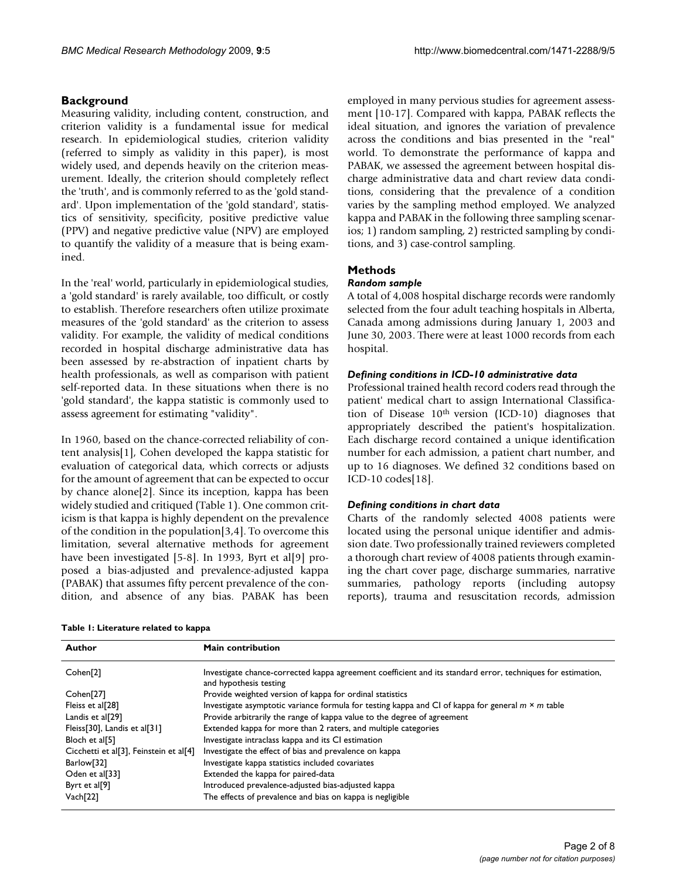## Background

Measuring validity, including content, construction, and criterion validity is a fundamental issue for medical research. In epidemiological studies, criterion validity (referred to simply as validity in this paper), is most widely used, and depends heavily on the criterion measurement. Ideally, the criterion should completely reflect the 'truth', and is commonly referred to as the 'gold standard'. Upon implementation of the 'gold standard', statistics of sensitivity, specificity, positive predictive value (PPV) and negative predictive value (NPV) are employed to quantify the validity of a measure that is being examined.

In the 'real' world, particularly in epidemiological studies, a 'gold standard' is rarely available, too difficult, or costly to establish. Therefore researchers often utilize proximate measures of the 'gold standard' as the criterion to assess validity. For example, the validity of medical conditions recorded in hospital discharge administrative data has been assessed by re-abstraction of inpatient charts by health professionals, as well as comparison with patient self-reported data. In these situations when there is no 'gold standard', the kappa statistic is commonly used to assess agreement for estimating "validity".

In 1960, based on the chance-corrected reliability of content analysis[1], Cohen developed the kappa statistic for evaluation of categorical data, which corrects or adjusts for the amount of agreement that can be expected to occur by chance alone[2]. Since its inception, kappa has been widely studied and critiqued (Table 1). One common criticism is that kappa is highly dependent on the prevalence of the condition in the population[3,4]. To overcome this limitation, several alternative methods for agreement have been investigated [5-8]. In 1993, Byrt et al[9] proposed a bias-adjusted and prevalence-adjusted kappa (PABAK) that assumes fifty percent prevalence of the condition, and absence of any bias. PABAK has been employed in many pervious studies for agreement assessment [10-17]. Compared with kappa, PABAK reflects the ideal situation, and ignores the variation of prevalence across the conditions and bias presented in the "real" world. To demonstrate the performance of kappa and PABAK, we assessed the agreement between hospital discharge administrative data and chart review data conditions, considering that the prevalence of a condition varies by the sampling method employed. We analyzed kappa and PABAK in the following three sampling scenarios; 1) random sampling, 2) restricted sampling by conditions, and 3) case-control sampling.

## Methods

### *Random sample*

A total of 4,008 hospital discharge records were randomly selected from the four adult teaching hospitals in Alberta, Canada among admissions during January 1, 2003 and June 30, 2003. There were at least 1000 records from each hospital.

### *Defining conditions in ICD-10 administrative data*

Professional trained health record coders read through the patient' medical chart to assign International Classification of Disease 10th version (ICD-10) diagnoses that appropriately described the patient's hospitalization. Each discharge record contained a unique identification number for each admission, a patient chart number, and up to 16 diagnoses. We defined 32 conditions based on ICD-10 codes[18].

### *Defining conditions in chart data*

Charts of the randomly selected 4008 patients were located using the personal unique identifier and admission date. Two professionally trained reviewers completed a thorough chart review of 4008 patients through examining the chart cover page, discharge summaries, narrative summaries, pathology reports (including autopsy reports), trauma and resuscitation records, admission

**Table 1: Literature related to kappa**

| Author | Main contribution |
| --- | --- |
| Cohen[2] | Investigate chance-corrected kappa agreement coefficient and its standard error, techniques for estimation, and hypothesis testing |
| Cohen[27] | Provide weighted version of kappa for ordinal statistics |
| Fleiss et al[28] | Investigate asymptotic variance formula for testing kappa and CI of kappa for general $m \times m$ table |
| Landis et al[29] | Provide arbitrarily the range of kappa value to the degree of agreement |
| Fleiss[30], Landis et al[31] | Extended kappa for more than 2 raters, and multiple categories |
| Bloch et al[5] | Investigate intraclass kappa and its CI estimation |
| Cicchetti et al[3], Feinstein et al[4] | Investigate the effect of bias and prevalence on kappa |
| Barlow[32] | Investigate kappa statistics included covariates |
| Oden et al[33] | Extended the kappa for paired-data |
| Byrt et al[9] | Introduced prevalence-adjusted bias-adjusted kappa |
| Vach[22] | The effects of prevalence and bias on kappa is negligible |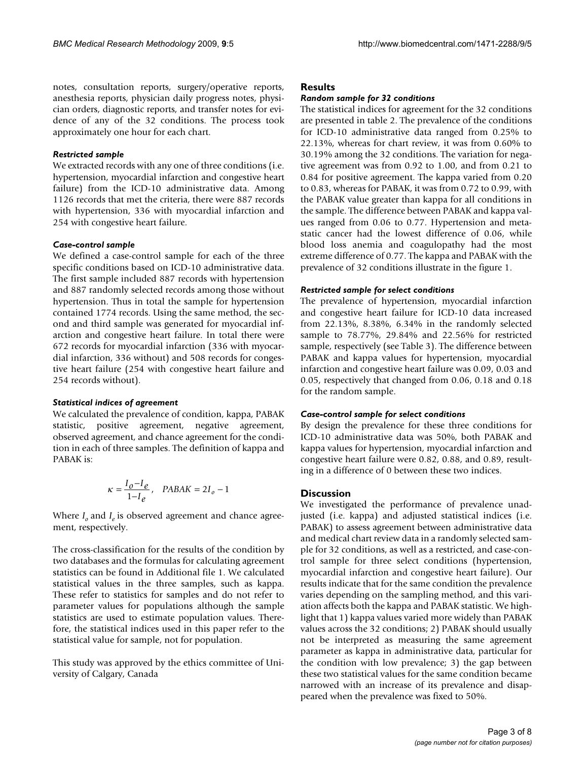notes, consultation reports, surgery/operative reports, anesthesia reports, physician daily progress notes, physician orders, diagnostic reports, and transfer notes for evidence of any of the 32 conditions. The process took approximately one hour for each chart.

### *Restricted sample*

We extracted records with any one of three conditions (i.e. hypertension, myocardial infarction and congestive heart failure) from the ICD-10 administrative data. Among 1126 records that met the criteria, there were 887 records with hypertension, 336 with myocardial infarction and 254 with congestive heart failure.

### *Case-control sample*

We defined a case-control sample for each of the three specific conditions based on ICD-10 administrative data. The first sample included 887 records with hypertension and 887 randomly selected records among those without hypertension. Thus in total the sample for hypertension contained 1774 records. Using the same method, the second and third sample was generated for myocardial infarction and congestive heart failure. In total there were 672 records for myocardial infarction (336 with myocardial infarction, 336 without) and 508 records for congestive heart failure (254 with congestive heart failure and 254 records without).

### *Statistical indices of agreement*

We calculated the prevalence of condition, kappa, PABAK statistic, positive agreement, negative agreement, observed agreement, and chance agreement for the condition in each of three samples. The definition of kappa and PABAK is:

$$\kappa = \frac{I_O - I_e}{1 - I_e}, \quad PABAK = 2I_o - 1$$

Where $I_o$ and $I_e$ is observed agreement and chance agreement, respectively.

The cross-classification for the results of the condition by two databases and the formulas for calculating agreement statistics can be found in Additional file 1. We calculated statistical values in the three samples, such as kappa. These refer to statistics for samples and do not refer to parameter values for populations although the sample statistics are used to estimate population values. Therefore, the statistical indices used in this paper refer to the statistical value for sample, not for population.

This study was approved by the ethics committee of University of Calgary, Canada

## Results

### *Random sample for 32 conditions*

The statistical indices for agreement for the 32 conditions are presented in table 2. The prevalence of the conditions for ICD-10 administrative data ranged from 0.25% to 22.13%, whereas for chart review, it was from 0.60% to 30.19% among the 32 conditions. The variation for negative agreement was from 0.92 to 1.00, and from 0.21 to 0.84 for positive agreement. The kappa varied from 0.20 to 0.83, whereas for PABAK, it was from 0.72 to 0.99, with the PABAK value greater than kappa for all conditions in the sample. The difference between PABAK and kappa values ranged from 0.06 to 0.77. Hypertension and metastatic cancer had the lowest difference of 0.06, while blood loss anemia and coagulopathy had the most extreme difference of 0.77. The kappa and PABAK with the prevalence of 32 conditions illustrate in the figure 1.

### *Restricted sample for select conditions*

The prevalence of hypertension, myocardial infarction and congestive heart failure for ICD-10 data increased from 22.13%, 8.38%, 6.34% in the randomly selected sample to 78.77%, 29.84% and 22.56% for restricted sample, respectively (see Table 3). The difference between PABAK and kappa values for hypertension, myocardial infarction and congestive heart failure was 0.09, 0.03 and 0.05, respectively that changed from 0.06, 0.18 and 0.18 for the random sample.

### *Case-control sample for select conditions*

By design the prevalence for these three conditions for ICD-10 administrative data was 50%, both PABAK and kappa values for hypertension, myocardial infarction and congestive heart failure were 0.82, 0.88, and 0.89, resulting in a difference of 0 between these two indices.

## Discussion

We investigated the performance of prevalence unadjusted (i.e. kappa) and adjusted statistical indices (i.e. PABAK) to assess agreement between administrative data and medical chart review data in a randomly selected sample for 32 conditions, as well as a restricted, and case-control sample for three select conditions (hypertension, myocardial infarction and congestive heart failure). Our results indicate that for the same condition the prevalence varies depending on the sampling method, and this variation affects both the kappa and PABAK statistic. We highlight that 1) kappa values varied more widely than PABAK values across the 32 conditions; 2) PABAK should usually not be interpreted as measuring the same agreement parameter as kappa in administrative data, particular for the condition with low prevalence; 3) the gap between these two statistical values for the same condition became narrowed with an increase of its prevalence and disappeared when the prevalence was fixed to 50%.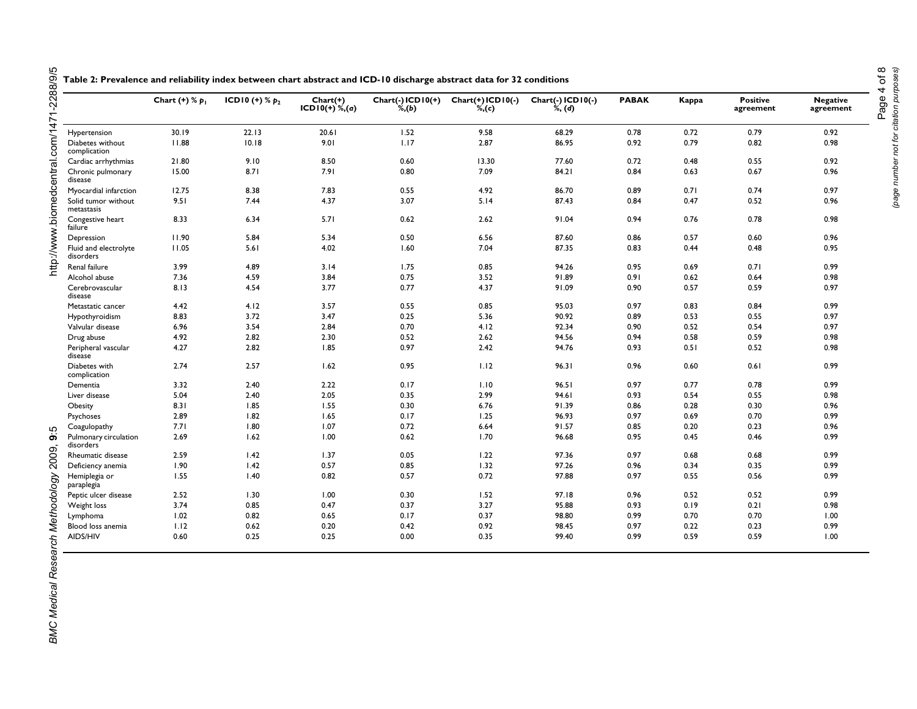**Table 2: Prevalence and reliability index between chart abstract and ICD-10 discharge abstract data for 32 conditions**

| | Chart (+) % $p_1$ | ICD10 (+) % $p_2$ | Chart(+) ICD10(+) %,(*a*) | Chart(-) ICD10(+) %,(*b*) | Chart(+) ICD10(-) %,(*c*) | Chart(-) ICD10(-) %, (*d*) | PABAK | Kappa | Positive agreement | Negative agreement |
|---|---|---|---|---|---|---|---|---|---|---|
| Hypertension | 30.19 | 22.13 | 20.61 | 1.52 | 9.58 | 68.29 | 0.78 | 0.72 | 0.79 | 0.92 |
| Diabetes without complication | 11.88 | 10.18 | 9.01 | 1.17 | 2.87 | 86.95 | 0.92 | 0.79 | 0.82 | 0.98 |
| Cardiac arrhythmias | 21.80 | 9.10 | 8.50 | 0.60 | 13.30 | 77.60 | 0.72 | 0.48 | 0.55 | 0.92 |
| Chronic pulmonary disease | 15.00 | 8.71 | 7.91 | 0.80 | 7.09 | 84.21 | 0.84 | 0.63 | 0.67 | 0.96 |
| Myocardial infarction | 12.75 | 8.38 | 7.83 | 0.55 | 4.92 | 86.70 | 0.89 | 0.71 | 0.74 | 0.97 |
| Solid tumor without metastasis | 9.51 | 7.44 | 4.37 | 3.07 | 5.14 | 87.43 | 0.84 | 0.47 | 0.52 | 0.96 |
| Congestive heart failure | 8.33 | 6.34 | 5.71 | 0.62 | 2.62 | 91.04 | 0.94 | 0.76 | 0.78 | 0.98 |
| Depression | 11.90 | 5.84 | 5.34 | 0.50 | 6.56 | 87.60 | 0.86 | 0.57 | 0.60 | 0.96 |
| Fluid and electrolyte disorders | 11.05 | 5.61 | 4.02 | 1.60 | 7.04 | 87.35 | 0.83 | 0.44 | 0.48 | 0.95 |
| Renal failure | 3.99 | 4.89 | 3.14 | 1.75 | 0.85 | 94.26 | 0.95 | 0.69 | 0.71 | 0.99 |
| Alcohol abuse | 7.36 | 4.59 | 3.84 | 0.75 | 3.52 | 91.89 | 0.91 | 0.62 | 0.64 | 0.98 |
| Cerebrovascular disease | 8.13 | 4.54 | 3.77 | 0.77 | 4.37 | 91.09 | 0.90 | 0.57 | 0.59 | 0.97 |
| Metastatic cancer | 4.42 | 4.12 | 3.57 | 0.55 | 0.85 | 95.03 | 0.97 | 0.83 | 0.84 | 0.99 |
| Hypothyroidism | 8.83 | 3.72 | 3.47 | 0.25 | 5.36 | 90.92 | 0.89 | 0.53 | 0.55 | 0.97 |
| Valvular disease | 6.96 | 3.54 | 2.84 | 0.70 | 4.12 | 92.34 | 0.90 | 0.52 | 0.54 | 0.97 |
| Drug abuse | 4.92 | 2.82 | 2.30 | 0.52 | 2.62 | 94.56 | 0.94 | 0.58 | 0.59 | 0.98 |
| Peripheral vascular disease | 4.27 | 2.82 | 1.85 | 0.97 | 2.42 | 94.76 | 0.93 | 0.51 | 0.52 | 0.98 |
| Diabetes with complication | 2.74 | 2.57 | 1.62 | 0.95 | 1.12 | 96.31 | 0.96 | 0.60 | 0.61 | 0.99 |
| Dementia | 3.32 | 2.40 | 2.22 | 0.17 | 1.10 | 96.51 | 0.97 | 0.77 | 0.78 | 0.99 |
| Liver disease | 5.04 | 2.40 | 2.05 | 0.35 | 2.99 | 94.61 | 0.93 | 0.54 | 0.55 | 0.98 |
| Obesity | 8.31 | 1.85 | 1.55 | 0.30 | 6.76 | 91.39 | 0.86 | 0.28 | 0.30 | 0.96 |
| Psychoses | 2.89 | 1.82 | 1.65 | 0.17 | 1.25 | 96.93 | 0.97 | 0.69 | 0.70 | 0.99 |
| Coagulopathy | 7.71 | 1.80 | 1.07 | 0.72 | 6.64 | 91.57 | 0.85 | 0.20 | 0.23 | 0.96 |
| Pulmonary circulation disorders | 2.69 | 1.62 | 1.00 | 0.62 | 1.70 | 96.68 | 0.95 | 0.45 | 0.46 | 0.99 |
| Rheumatic disease | 2.59 | 1.42 | 1.37 | 0.05 | 1.22 | 97.36 | 0.97 | 0.68 | 0.68 | 0.99 |
| Deficiency anemia | 1.90 | 1.42 | 0.57 | 0.85 | 1.32 | 97.26 | 0.96 | 0.34 | 0.35 | 0.99 |
| Hemiplegia or paraplegia | 1.55 | 1.40 | 0.82 | 0.57 | 0.72 | 97.88 | 0.97 | 0.55 | 0.56 | 0.99 |
| Peptic ulcer disease | 2.52 | 1.30 | 1.00 | 0.30 | 1.52 | 97.18 | 0.96 | 0.52 | 0.52 | 0.99 |
| Weight loss | 3.74 | 0.85 | 0.47 | 0.37 | 3.27 | 95.88 | 0.93 | 0.19 | 0.21 | 0.98 |
| Lymphoma | 1.02 | 0.82 | 0.65 | 0.17 | 0.37 | 98.80 | 0.99 | 0.70 | 0.70 | 1.00 |
| Blood loss anemia | 1.12 | 0.62 | 0.20 | 0.42 | 0.92 | 98.45 | 0.97 | 0.22 | 0.23 | 0.99 |
| AIDS/HIV | 0.60 | 0.25 | 0.25 | 0.00 | 0.35 | 99.40 | 0.99 | 0.59 | 0.59 | 1.00 |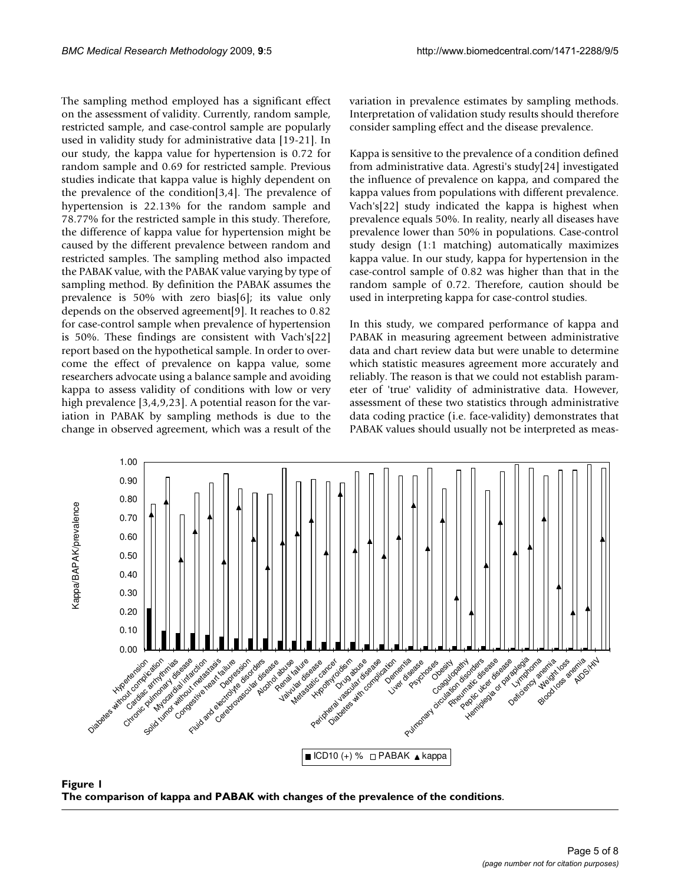The sampling method employed has a significant effect on the assessment of validity. Currently, random sample, restricted sample, and case-control sample are popularly used in validity study for administrative data [19-21]. In our study, the kappa value for hypertension is 0.72 for random sample and 0.69 for restricted sample. Previous studies indicate that kappa value is highly dependent on the prevalence of the condition[3,4]. The prevalence of hypertension is 22.13% for the random sample and 78.77% for the restricted sample in this study. Therefore, the difference of kappa value for hypertension might be caused by the different prevalence between random and restricted samples. The sampling method also impacted the PABAK value, with the PABAK value varying by type of sampling method. By definition the PABAK assumes the prevalence is 50% with zero bias[6]; its value only depends on the observed agreement[9]. It reaches to 0.82 for case-control sample when prevalence of hypertension is 50%. These findings are consistent with Vach's[22] report based on the hypothetical sample. In order to overcome the effect of prevalence on kappa value, some researchers advocate using a balance sample and avoiding kappa to assess validity of conditions with low or very high prevalence [3,4,9,23]. A potential reason for the variation in PABAK by sampling methods is due to the change in observed agreement, which was a result of the variation in prevalence estimates by sampling methods. Interpretation of validation study results should therefore consider sampling effect and the disease prevalence.

Kappa is sensitive to the prevalence of a condition defined from administrative data. Agresti's study[24] investigated the influence of prevalence on kappa, and compared the kappa values from populations with different prevalence. Vach's[22] study indicated the kappa is highest when prevalence equals 50%. In reality, nearly all diseases have prevalence lower than 50% in populations. Case-control study design (1:1 matching) automatically maximizes kappa value. In our study, kappa for hypertension in the case-control sample of 0.82 was higher than that in the random sample of 0.72. Therefore, caution should be used in interpreting kappa for case-control studies.

In this study, we compared performance of kappa and PABAK in measuring agreement between administrative data and chart review data but were unable to determine which statistic measures agreement more accurately and reliably. The reason is that we could not establish parameter of 'true' validity of administrative data. However, assessment of these two statistics through administrative data coding practice (i.e. face-validity) demonstrates that PABAK values should usually not be interpreted as meas-

**Figure 1**
**The comparison of kappa and PABAK with changes of the prevalence of the conditions.**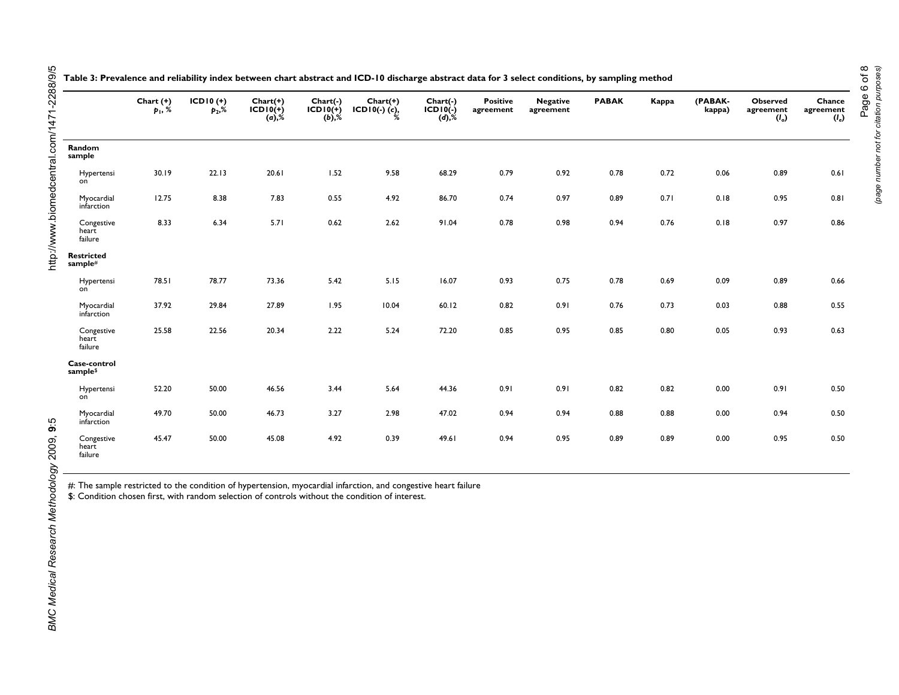**Table 3: Prevalence and reliability index between chart abstract and ICD-10 discharge abstract data for 3 select conditions, by sampling method**

| | Chart (+) $p_1$, % | ICD10 (+) $p_2$,% | Chart(+) ICD10(+) (*a*),% | Chart(-) ICD10(+) (*b*),% | Chart(+) ICD10(-) (*c*), % | Chart(-) ICD10(-) (*d*),% | Positive agreement | Negative agreement | PABAK | Kappa | (PABAK-kappa) | Observed agreement ($I_o$) | Chance agreement ($I_e$) |
|---|---|---|---|---|---|---|---|---|---|---|---|---|---|
| **Random sample** | | | | | | | | | | | | | |
| Hypertension | 30.19 | 22.13 | 20.61 | 1.52 | 9.58 | 68.29 | 0.79 | 0.92 | 0.78 | 0.72 | 0.06 | 0.89 | 0.61 |
| Myocardial infarction | 12.75 | 8.38 | 7.83 | 0.55 | 4.92 | 86.70 | 0.74 | 0.97 | 0.89 | 0.71 | 0.18 | 0.95 | 0.81 |
| Congestive heart failure | 8.33 | 6.34 | 5.71 | 0.62 | 2.62 | 91.04 | 0.78 | 0.98 | 0.94 | 0.76 | 0.18 | 0.97 | 0.86 |
| **Restricted sample#** | | | | | | | | | | | | | |
| Hypertension | 78.51 | 78.77 | 73.36 | 5.42 | 5.15 | 16.07 | 0.93 | 0.75 | 0.78 | 0.69 | 0.09 | 0.89 | 0.66 |
| Myocardial infarction | 37.92 | 29.84 | 27.89 | 1.95 | 10.04 | 60.12 | 0.82 | 0.91 | 0.76 | 0.73 | 0.03 | 0.88 | 0.55 |
| Congestive heart failure | 25.58 | 22.56 | 20.34 | 2.22 | 5.24 | 72.20 | 0.85 | 0.95 | 0.85 | 0.80 | 0.05 | 0.93 | 0.63 |
| **Case-control sample$** | | | | | | | | | | | | | |
| Hypertension | 52.20 | 50.00 | 46.56 | 3.44 | 5.64 | 44.36 | 0.91 | 0.91 | 0.82 | 0.82 | 0.00 | 0.91 | 0.50 |
| Myocardial infarction | 49.70 | 50.00 | 46.73 | 3.27 | 2.98 | 47.02 | 0.94 | 0.94 | 0.88 | 0.88 | 0.00 | 0.94 | 0.50 |
| Congestive heart failure | 45.47 | 50.00 | 45.08 | 4.92 | 0.39 | 49.61 | 0.94 | 0.95 | 0.89 | 0.89 | 0.00 | 0.95 | 0.50 |

#: The sample restricted to the condition of hypertension, myocardial infarction, and congestive heart failure

$: Condition chosen first, with random selection of controls without the condition of interest.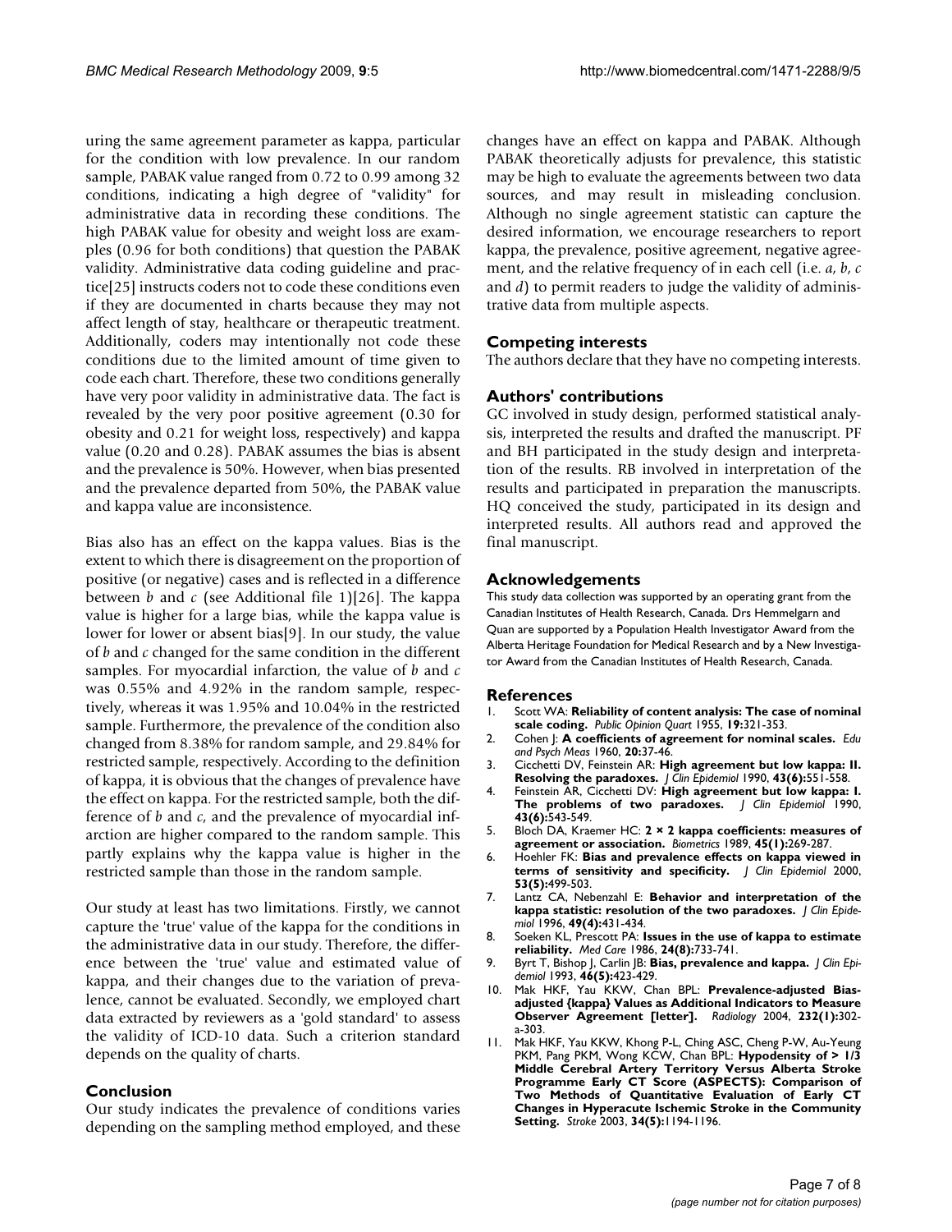uring the same agreement parameter as kappa, particular for the condition with low prevalence. In our random sample, PABAK value ranged from 0.72 to 0.99 among 32 conditions, indicating a high degree of "validity" for administrative data in recording these conditions. The high PABAK value for obesity and weight loss are examples (0.96 for both conditions) that question the PABAK validity. Administrative data coding guideline and practice[25] instructs coders not to code these conditions even if they are documented in charts because they may not affect length of stay, healthcare or therapeutic treatment. Additionally, coders may intentionally not code these conditions due to the limited amount of time given to code each chart. Therefore, these two conditions generally have very poor validity in administrative data. The fact is revealed by the very poor positive agreement (0.30 for obesity and 0.21 for weight loss, respectively) and kappa value (0.20 and 0.28). PABAK assumes the bias is absent and the prevalence is 50%. However, when bias presented and the prevalence departed from 50%, the PABAK value and kappa value are inconsistence.

Bias also has an effect on the kappa values. Bias is the extent to which there is disagreement on the proportion of positive (or negative) cases and is reflected in a difference between *b* and *c* (see Additional file 1)[26]. The kappa value is higher for a large bias, while the kappa value is lower for lower or absent bias[9]. In our study, the value of *b* and *c* changed for the same condition in the different samples. For myocardial infarction, the value of *b* and *c* was 0.55% and 4.92% in the random sample, respectively, whereas it was 1.95% and 10.04% in the restricted sample. Furthermore, the prevalence of the condition also changed from 8.38% for random sample, and 29.84% for restricted sample, respectively. According to the definition of kappa, it is obvious that the changes of prevalence have the effect on kappa. For the restricted sample, both the difference of *b* and *c*, and the prevalence of myocardial infarction are higher compared to the random sample. This partly explains why the kappa value is higher in the restricted sample than those in the random sample.

Our study at least has two limitations. Firstly, we cannot capture the 'true' value of the kappa for the conditions in the administrative data in our study. Therefore, the difference between the 'true' value and estimated value of kappa, and their changes due to the variation of prevalence, cannot be evaluated. Secondly, we employed chart data extracted by reviewers as a 'gold standard' to assess the validity of ICD-10 data. Such a criterion standard depends on the quality of charts.

## Conclusion

Our study indicates the prevalence of conditions varies depending on the sampling method employed, and these changes have an effect on kappa and PABAK. Although PABAK theoretically adjusts for prevalence, this statistic may be high to evaluate the agreements between two data sources, and may result in misleading conclusion. Although no single agreement statistic can capture the desired information, we encourage researchers to report kappa, the prevalence, positive agreement, negative agreement, and the relative frequency of in each cell (i.e. *a*, *b*, *c* and *d*) to permit readers to judge the validity of administrative data from multiple aspects.

## Competing interests

The authors declare that they have no competing interests.

## Authors' contributions

GC involved in study design, performed statistical analysis, interpreted the results and drafted the manuscript. PF and BH participated in the study design and interpretation of the results. RB involved in interpretation of the results and participated in preparation the manuscripts. HQ conceived the study, participated in its design and interpreted results. All authors read and approved the final manuscript.

## Acknowledgements

This study data collection was supported by an operating grant from the Canadian Institutes of Health Research, Canada. Drs Hemmelgarn and Quan are supported by a Population Health Investigator Award from the Alberta Heritage Foundation for Medical Research and by a New Investigator Award from the Canadian Institutes of Health Research, Canada.

## References

1. Scott WA: **Reliability of content analysis: The case of nominal scale coding.** *Public Opinion Quart* 1955, **19:**321-353.
2. Cohen J: **A coefficients of agreement for nominal scales.** *Edu and Psych Meas* 1960, **20:**37-46.
3. Cicchetti DV, Feinstein AR: **High agreement but low kappa: II. Resolving the paradoxes.** *J Clin Epidemiol* 1990, **43(6):**551-558.
4. Feinstein AR, Cicchetti DV: **High agreement but low kappa: I. The problems of two paradoxes.** *J Clin Epidemiol* 1990, **43(6):**543-549.
5. Bloch DA, Kraemer HC: **2 × 2 kappa coefficients: measures of agreement or association.** *Biometrics* 1989, **45(1):**269-287.
6. Hoehler FK: **Bias and prevalence effects on kappa viewed in terms of sensitivity and specificity.** *J Clin Epidemiol* 2000, **53(5):**499-503.
7. Lantz CA, Nebenzahl E: **Behavior and interpretation of the kappa statistic: resolution of the two paradoxes.** *J Clin Epidemiol* 1996, **49(4):**431-434.
8. Soeken KL, Prescott PA: **Issues in the use of kappa to estimate reliability.** *Med Care* 1986, **24(8):**733-741.
9. Byrt T, Bishop J, Carlin JB: **Bias, prevalence and kappa.** *J Clin Epidemiol* 1993, **46(5):**423-429.
10. Mak HKF, Yau KKW, Chan BPL: **Prevalence-adjusted Bias-adjusted {kappa} Values as Additional Indicators to Measure Observer Agreement [letter].** *Radiology* 2004, **232(1):**302-a-303.
11. Mak HKF, Yau KKW, Khong P-L, Ching ASC, Cheng P-W, Au-Yeung PKM, Pang PKM, Wong KCW, Chan BPL: **Hypodensity of > 1/3 Middle Cerebral Artery Territory Versus Alberta Stroke Programme Early CT Score (ASPECTS): Comparison of Two Methods of Quantitative Evaluation of Early CT Changes in Hyperacute Ischemic Stroke in the Community Setting.** *Stroke* 2003, **34(5):**1194-1196.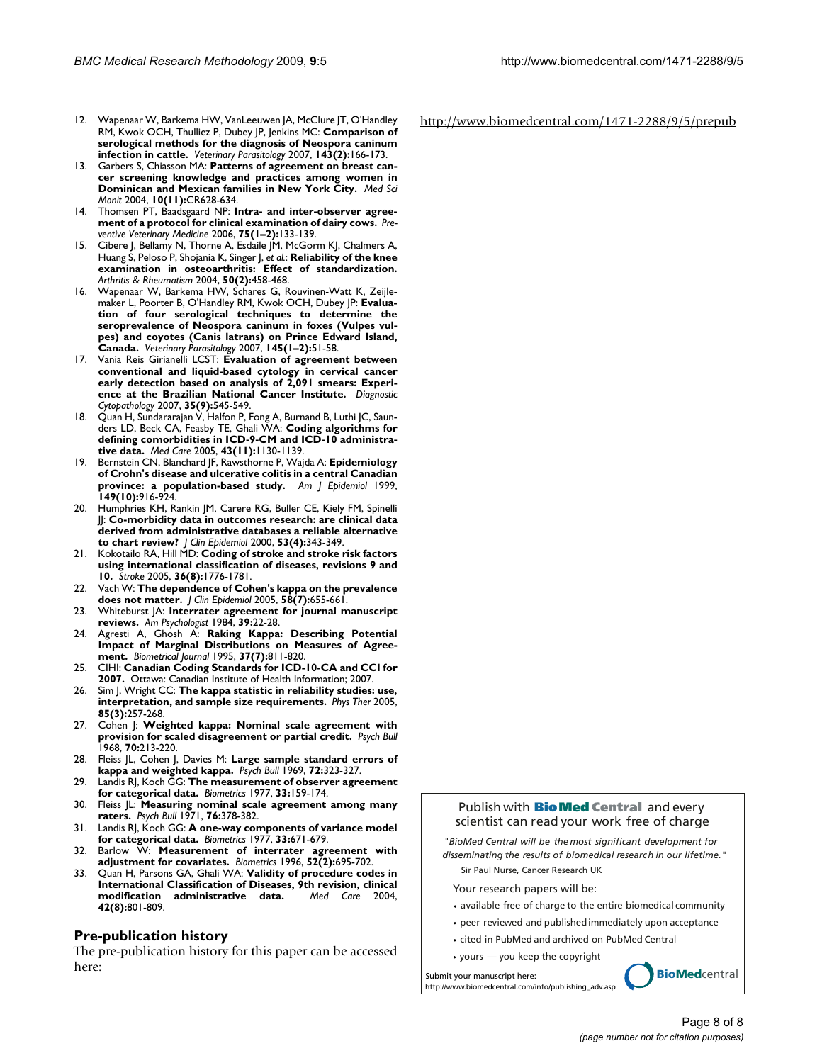12. Wapenaar W, Barkema HW, VanLeeuwen JA, McClure JT, O'Handley RM, Kwok OCH, Thulliez P, Dubey JP, Jenkins MC: **Comparison of serological methods for the diagnosis of Neospora caninum infection in cattle.** *Veterinary Parasitology* 2007, **143(2):**166-173.
13. Garbers S, Chiasson MA: **Patterns of agreement on breast cancer screening knowledge and practices among women in Dominican and Mexican families in New York City.** *Med Sci Monit* 2004, **10(11):**CR628-634.
14. Thomsen PT, Baadsgaard NP: **Intra- and inter-observer agreement of a protocol for clinical examination of dairy cows.** *Preventive Veterinary Medicine* 2006, **75(1–2):**133-139.
15. Cibere J, Bellamy N, Thorne A, Esdaile JM, McGorm KJ, Chalmers A, Huang S, Peloso P, Shojania K, Singer J, *et al.*: **Reliability of the knee examination in osteoarthritis: Effect of standardization.** *Arthritis & Rheumatism* 2004, **50(2):**458-468.
16. Wapenaar W, Barkema HW, Schares G, Rouvinen-Watt K, Zeijlemaker L, Poorter B, O'Handley RM, Kwok OCH, Dubey JP: **Evaluation of four serological techniques to determine the seroprevalence of Neospora caninum in foxes (Vulpes vulpes) and coyotes (Canis latrans) on Prince Edward Island, Canada.** *Veterinary Parasitology* 2007, **145(1–2):**51-58.
17. Vania Reis Girianelli LCST: **Evaluation of agreement between conventional and liquid-based cytology in cervical cancer early detection based on analysis of 2,091 smears: Experience at the Brazilian National Cancer Institute.** *Diagnostic Cytopathology* 2007, **35(9):**545-549.
18. Quan H, Sundararajan V, Halfon P, Fong A, Burnand B, Luthi JC, Saunders LD, Beck CA, Feasby TE, Ghali WA: **Coding algorithms for defining comorbidities in ICD-9-CM and ICD-10 administrative data.** *Med Care* 2005, **43(11):**1130-1139.
19. Bernstein CN, Blanchard JF, Rawsthorne P, Wajda A: **Epidemiology of Crohn's disease and ulcerative colitis in a central Canadian province: a population-based study.** *Am J Epidemiol* 1999, **149(10):**916-924.
20. Humphries KH, Rankin JM, Carere RG, Buller CE, Kiely FM, Spinelli JJ: **Co-morbidity data in outcomes research: are clinical data derived from administrative databases a reliable alternative to chart review?** *J Clin Epidemiol* 2000, **53(4):**343-349.
21. Kokotailo RA, Hill MD: **Coding of stroke and stroke risk factors using international classification of diseases, revisions 9 and 10.** *Stroke* 2005, **36(8):**1776-1781.
22. Vach W: **The dependence of Cohen's kappa on the prevalence does not matter.** *J Clin Epidemiol* 2005, **58(7):**655-661.
23. Whiteburst JA: **Interrater agreement for journal manuscript reviews.** *Am Psychologist* 1984, **39:**22-28.
24. Agresti A, Ghosh A: **Raking Kappa: Describing Potential Impact of Marginal Distributions on Measures of Agreement.** *Biometrical Journal* 1995, **37(7):**811-820.
25. CIHI: **Canadian Coding Standards for ICD-10-CA and CCI for 2007.** Ottawa: Canadian Institute of Health Information; 2007.
26. Sim J, Wright CC: **The kappa statistic in reliability studies: use, interpretation, and sample size requirements.** *Phys Ther* 2005, **85(3):**257-268.
27. Cohen J: **Weighted kappa: Nominal scale agreement with provision for scaled disagreement or partial credit.** *Psych Bull* 1968, **70:**213-220.
28. Fleiss JL, Cohen J, Davies M: **Large sample standard errors of kappa and weighted kappa.** *Psych Bull* 1969, **72:**323-327.
29. Landis RJ, Koch GG: **The measurement of observer agreement for categorical data.** *Biometrics* 1977, **33:**159-174.
30. Fleiss JL: **Measuring nominal scale agreement among many raters.** *Psych Bull* 1971, **76:**378-382.
31. Landis RJ, Koch GG: **A one-way components of variance model for categorical data.** *Biometrics* 1977, **33:**671-679.
32. Barlow W: **Measurement of interrater agreement with adjustment for covariates.** *Biometrics* 1996, **52(2):**695-702.
33. Quan H, Parsons GA, Ghali WA: **Validity of procedure codes in International Classification of Diseases, 9th revision, clinical modification administrative data.** *Med Care* 2004, **42(8):**801-809.

## Pre-publication history

The pre-publication history for this paper can be accessed here:

http://www.biomedcentral.com/1471-2288/9/5/prepub

Publish with **BioMed Central** and every scientist can read your work free of charge

*"BioMed Central will be the most significant development for disseminating the results of biomedical research in our lifetime."*
Sir Paul Nurse, Cancer Research UK

Your research papers will be:

- available free of charge to the entire biomedical community
- peer reviewed and published immediately upon acceptance
- cited in PubMed and archived on PubMed Central
- yours — you keep the copyright

Submit your manuscript here:
http://www.biomedcentral.com/info/publishing_adv.asp

BioMedcentral